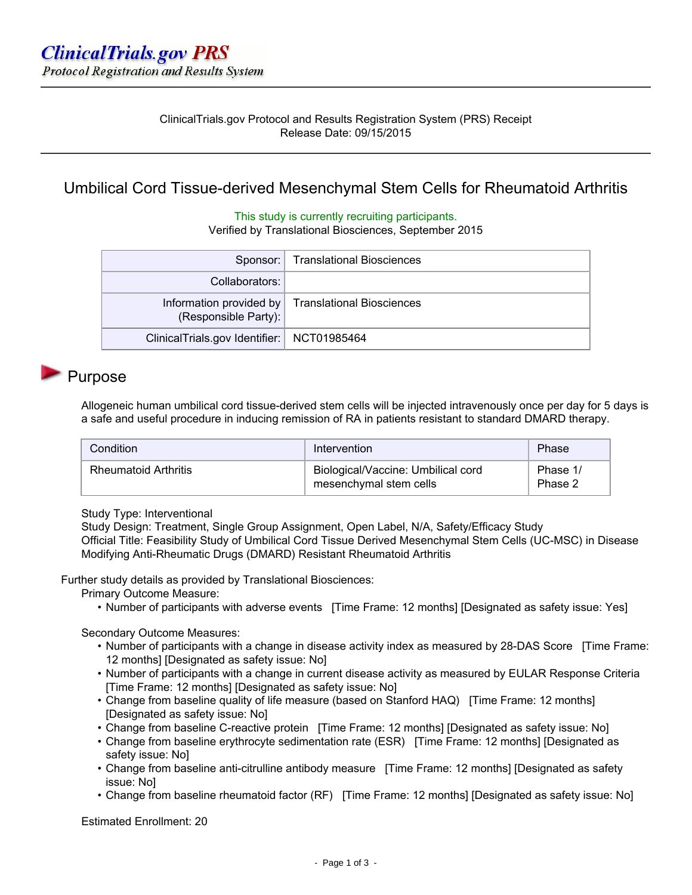ClinicalTrials.gov PRS
*Protocol Registration and Results System*

ClinicalTrials.gov Protocol and Results Registration System (PRS) Receipt
Release Date: 09/15/2015

# Umbilical Cord Tissue-derived Mesenchymal Stem Cells for Rheumatoid Arthritis

This study is currently recruiting participants.
Verified by Translational Biosciences, September 2015

| | |
|---|---|
| Sponsor: | Translational Biosciences |
| Collaborators: | |
| Information provided by (Responsible Party): | Translational Biosciences |
| ClinicalTrials.gov Identifier: | NCT01985464 |

## Purpose

Allogeneic human umbilical cord tissue-derived stem cells will be injected intravenously once per day for 5 days is a safe and useful procedure in inducing remission of RA in patients resistant to standard DMARD therapy.

| Condition | Intervention | Phase |
|---|---|---|
| Rheumatoid Arthritis | Biological/Vaccine: Umbilical cord mesenchymal stem cells | Phase 1/ Phase 2 |

Study Type: Interventional
Study Design: Treatment, Single Group Assignment, Open Label, N/A, Safety/Efficacy Study
Official Title: Feasibility Study of Umbilical Cord Tissue Derived Mesenchymal Stem Cells (UC-MSC) in Disease Modifying Anti-Rheumatic Drugs (DMARD) Resistant Rheumatoid Arthritis

Further study details as provided by Translational Biosciences:

Primary Outcome Measure:

- Number of participants with adverse events [Time Frame: 12 months] [Designated as safety issue: Yes]

Secondary Outcome Measures:

- Number of participants with a change in disease activity index as measured by 28-DAS Score [Time Frame: 12 months] [Designated as safety issue: No]
- Number of participants with a change in current disease activity as measured by EULAR Response Criteria [Time Frame: 12 months] [Designated as safety issue: No]
- Change from baseline quality of life measure (based on Stanford HAQ) [Time Frame: 12 months] [Designated as safety issue: No]
- Change from baseline C-reactive protein [Time Frame: 12 months] [Designated as safety issue: No]
- Change from baseline erythrocyte sedimentation rate (ESR) [Time Frame: 12 months] [Designated as safety issue: No]
- Change from baseline anti-citrulline antibody measure [Time Frame: 12 months] [Designated as safety issue: No]
- Change from baseline rheumatoid factor (RF) [Time Frame: 12 months] [Designated as safety issue: No]

Estimated Enrollment: 20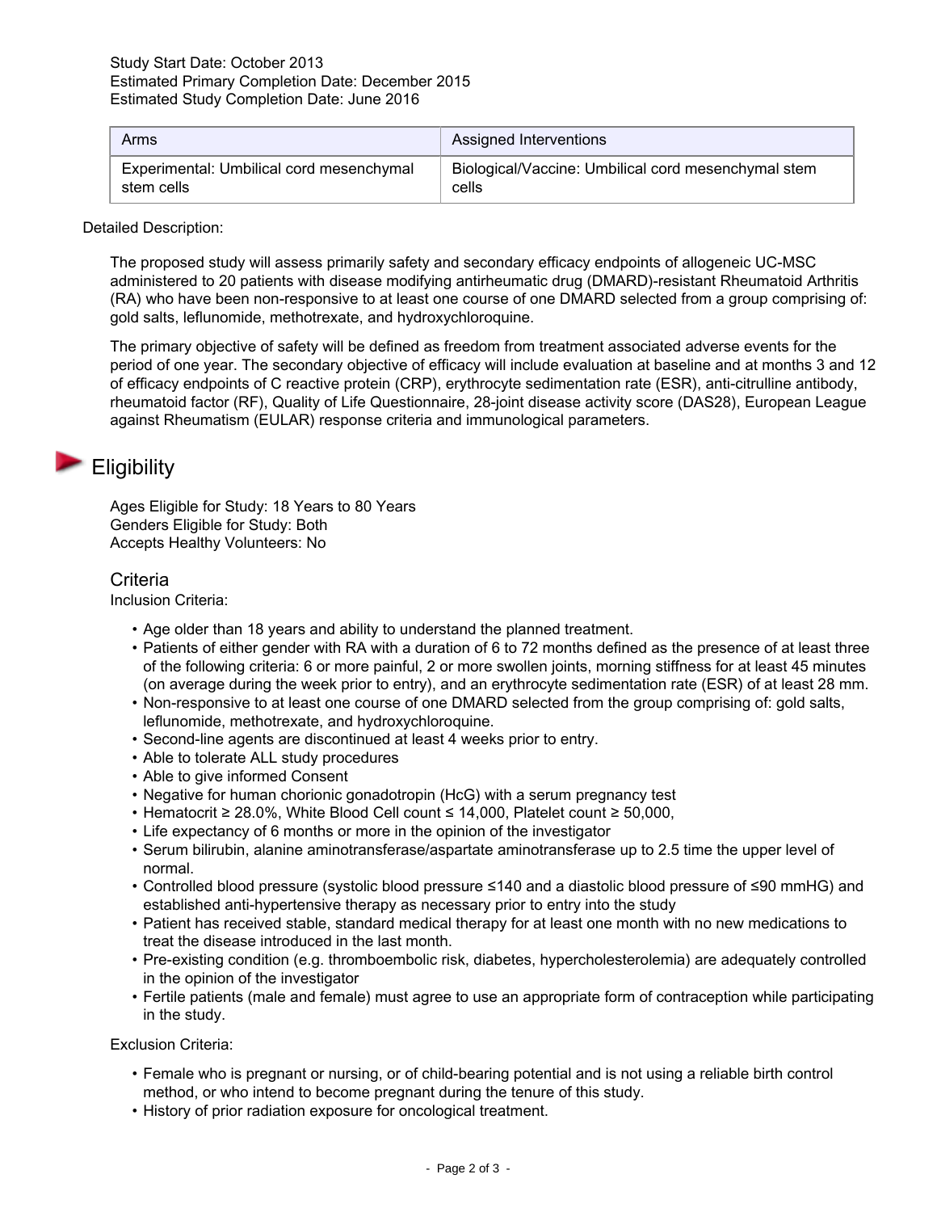Study Start Date: October 2013
Estimated Primary Completion Date: December 2015
Estimated Study Completion Date: June 2016

| Arms | Assigned Interventions |
| --- | --- |
| Experimental: Umbilical cord mesenchymal stem cells | Biological/Vaccine: Umbilical cord mesenchymal stem cells |

Detailed Description:

The proposed study will assess primarily safety and secondary efficacy endpoints of allogeneic UC-MSC administered to 20 patients with disease modifying antirheumatic drug (DMARD)-resistant Rheumatoid Arthritis (RA) who have been non-responsive to at least one course of one DMARD selected from a group comprising of: gold salts, leflunomide, methotrexate, and hydroxychloroquine.

The primary objective of safety will be defined as freedom from treatment associated adverse events for the period of one year. The secondary objective of efficacy will include evaluation at baseline and at months 3 and 12 of efficacy endpoints of C reactive protein (CRP), erythrocyte sedimentation rate (ESR), anti-citrulline antibody, rheumatoid factor (RF), Quality of Life Questionnaire, 28-joint disease activity score (DAS28), European League against Rheumatism (EULAR) response criteria and immunological parameters.

# Eligibility

Ages Eligible for Study: 18 Years to 80 Years
Genders Eligible for Study: Both
Accepts Healthy Volunteers: No

## Criteria

Inclusion Criteria:

- Age older than 18 years and ability to understand the planned treatment.
- Patients of either gender with RA with a duration of 6 to 72 months defined as the presence of at least three of the following criteria: 6 or more painful, 2 or more swollen joints, morning stiffness for at least 45 minutes (on average during the week prior to entry), and an erythrocyte sedimentation rate (ESR) of at least 28 mm.
- Non-responsive to at least one course of one DMARD selected from the group comprising of: gold salts, leflunomide, methotrexate, and hydroxychloroquine.
- Second-line agents are discontinued at least 4 weeks prior to entry.
- Able to tolerate ALL study procedures
- Able to give informed Consent
- Negative for human chorionic gonadotropin (HcG) with a serum pregnancy test
- Hematocrit ≥ 28.0%, White Blood Cell count ≤ 14,000, Platelet count ≥ 50,000,
- Life expectancy of 6 months or more in the opinion of the investigator
- Serum bilirubin, alanine aminotransferase/aspartate aminotransferase up to 2.5 time the upper level of normal.
- Controlled blood pressure (systolic blood pressure ≤140 and a diastolic blood pressure of ≤90 mmHG) and established anti-hypertensive therapy as necessary prior to entry into the study
- Patient has received stable, standard medical therapy for at least one month with no new medications to treat the disease introduced in the last month.
- Pre-existing condition (e.g. thromboembolic risk, diabetes, hypercholesterolemia) are adequately controlled in the opinion of the investigator
- Fertile patients (male and female) must agree to use an appropriate form of contraception while participating in the study.

Exclusion Criteria:

- Female who is pregnant or nursing, or of child-bearing potential and is not using a reliable birth control method, or who intend to become pregnant during the tenure of this study.
- History of prior radiation exposure for oncological treatment.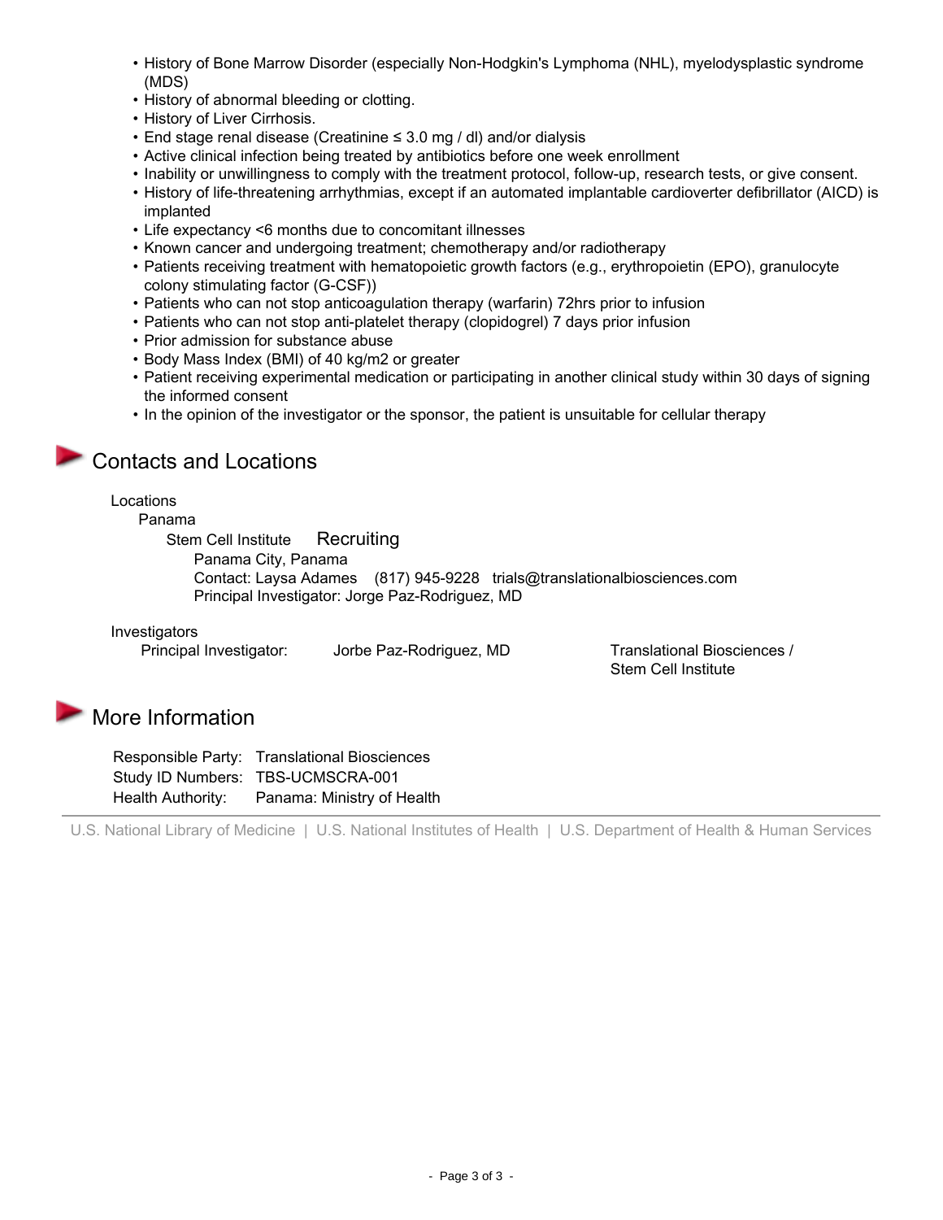- History of Bone Marrow Disorder (especially Non-Hodgkin's Lymphoma (NHL), myelodysplastic syndrome (MDS)
- History of abnormal bleeding or clotting.
- History of Liver Cirrhosis.
- End stage renal disease (Creatinine ≤ 3.0 mg / dl) and/or dialysis
- Active clinical infection being treated by antibiotics before one week enrollment
- Inability or unwillingness to comply with the treatment protocol, follow-up, research tests, or give consent.
- History of life-threatening arrhythmias, except if an automated implantable cardioverter defibrillator (AICD) is implanted
- Life expectancy <6 months due to concomitant illnesses
- Known cancer and undergoing treatment; chemotherapy and/or radiotherapy
- Patients receiving treatment with hematopoietic growth factors (e.g., erythropoietin (EPO), granulocyte colony stimulating factor (G-CSF))
- Patients who can not stop anticoagulation therapy (warfarin) 72hrs prior to infusion
- Patients who can not stop anti-platelet therapy (clopidogrel) 7 days prior infusion
- Prior admission for substance abuse
- Body Mass Index (BMI) of 40 kg/m2 or greater
- Patient receiving experimental medication or participating in another clinical study within 30 days of signing the informed consent
- In the opinion of the investigator or the sponsor, the patient is unsuitable for cellular therapy

## Contacts and Locations

Locations

Panama

Stem Cell Institute — Recruiting

Panama City, Panama

Contact: Laysa Adames (817) 945-9228 trials@translationalbiosciences.com

Principal Investigator: Jorge Paz-Rodriguez, MD

Investigators

| | | |
|---|---|---|
| Principal Investigator: | Jorbe Paz-Rodriguez, MD | Translational Biosciences / Stem Cell Institute |

## More Information

| | |
|---|---|
| Responsible Party: | Translational Biosciences |
| Study ID Numbers: | TBS-UCMSCRA-001 |
| Health Authority: | Panama: Ministry of Health |

U.S. National Library of Medicine | U.S. National Institutes of Health | U.S. Department of Health & Human Services